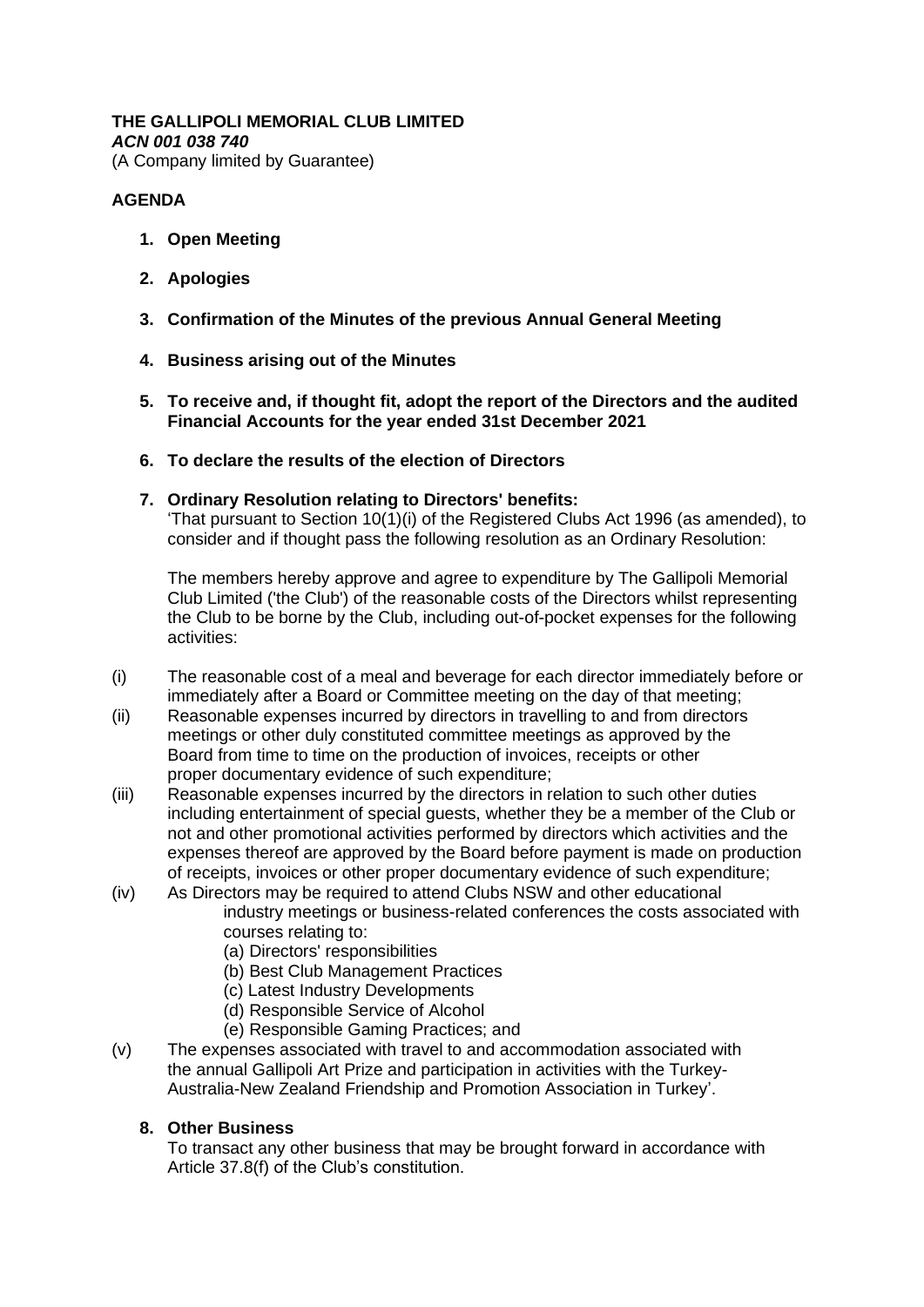**THE GALLIPOLI MEMORIAL CLUB LIMITED**
***ACN 001 038 740***
(A Company limited by Guarantee)

**AGENDA**

1. **Open Meeting**

2. **Apologies**

3. **Confirmation of the Minutes of the previous Annual General Meeting**

4. **Business arising out of the Minutes**

5. **To receive and, if thought fit, adopt the report of the Directors and the audited Financial Accounts for the year ended 31st December 2021**

6. **To declare the results of the election of Directors**

7. **Ordinary Resolution relating to Directors' benefits:**
   'That pursuant to Section 10(1)(i) of the Registered Clubs Act 1996 (as amended), to consider and if thought pass the following resolution as an Ordinary Resolution:

   The members hereby approve and agree to expenditure by The Gallipoli Memorial Club Limited ('the Club') of the reasonable costs of the Directors whilst representing the Club to be borne by the Club, including out-of-pocket expenses for the following activities:

(i) The reasonable cost of a meal and beverage for each director immediately before or immediately after a Board or Committee meeting on the day of that meeting;

(ii) Reasonable expenses incurred by directors in travelling to and from directors meetings or other duly constituted committee meetings as approved by the Board from time to time on the production of invoices, receipts or other proper documentary evidence of such expenditure;

(iii) Reasonable expenses incurred by the directors in relation to such other duties including entertainment of special guests, whether they be a member of the Club or not and other promotional activities performed by directors which activities and the expenses thereof are approved by the Board before payment is made on production of receipts, invoices or other proper documentary evidence of such expenditure;

(iv) As Directors may be required to attend Clubs NSW and other educational industry meetings or business-related conferences the costs associated with courses relating to:
   (a) Directors' responsibilities
   (b) Best Club Management Practices
   (c) Latest Industry Developments
   (d) Responsible Service of Alcohol
   (e) Responsible Gaming Practices; and

(v) The expenses associated with travel to and accommodation associated with the annual Gallipoli Art Prize and participation in activities with the Turkey-Australia-New Zealand Friendship and Promotion Association in Turkey'.

8. **Other Business**
   To transact any other business that may be brought forward in accordance with Article 37.8(f) of the Club's constitution.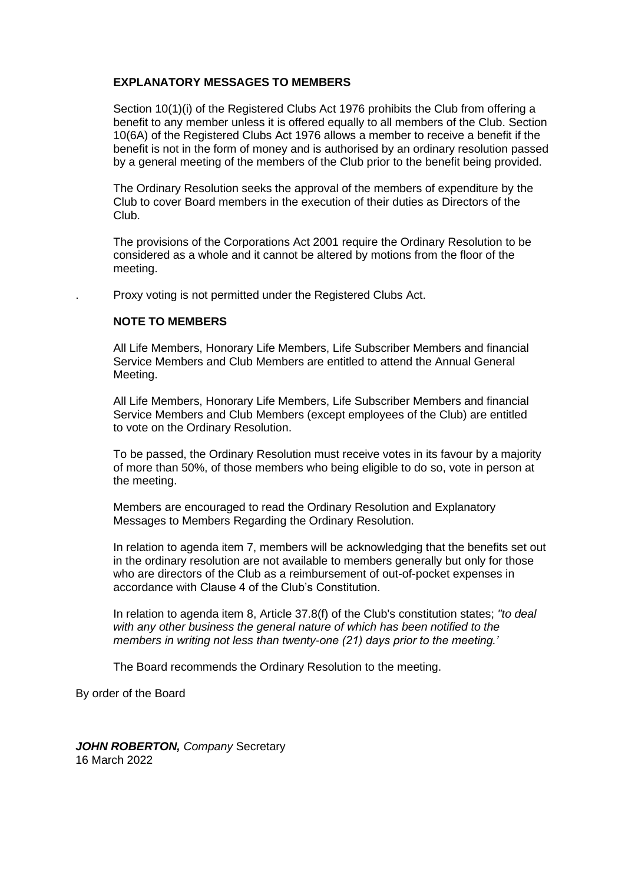**EXPLANATORY MESSAGES TO MEMBERS**

Section 10(1)(i) of the Registered Clubs Act 1976 prohibits the Club from offering a benefit to any member unless it is offered equally to all members of the Club. Section 10(6A) of the Registered Clubs Act 1976 allows a member to receive a benefit if the benefit is not in the form of money and is authorised by an ordinary resolution passed by a general meeting of the members of the Club prior to the benefit being provided.

The Ordinary Resolution seeks the approval of the members of expenditure by the Club to cover Board members in the execution of their duties as Directors of the Club.

The provisions of the Corporations Act 2001 require the Ordinary Resolution to be considered as a whole and it cannot be altered by motions from the floor of the meeting.

. Proxy voting is not permitted under the Registered Clubs Act.

**NOTE TO MEMBERS**

All Life Members, Honorary Life Members, Life Subscriber Members and financial Service Members and Club Members are entitled to attend the Annual General Meeting.

All Life Members, Honorary Life Members, Life Subscriber Members and financial Service Members and Club Members (except employees of the Club) are entitled to vote on the Ordinary Resolution.

To be passed, the Ordinary Resolution must receive votes in its favour by a majority of more than 50%, of those members who being eligible to do so, vote in person at the meeting.

Members are encouraged to read the Ordinary Resolution and Explanatory Messages to Members Regarding the Ordinary Resolution.

In relation to agenda item 7, members will be acknowledging that the benefits set out in the ordinary resolution are not available to members generally but only for those who are directors of the Club as a reimbursement of out-of-pocket expenses in accordance with Clause 4 of the Club's Constitution.

In relation to agenda item 8, Article 37.8(f) of the Club's constitution states; *"to deal with any other business the general nature of which has been notified to the members in writing not less than twenty-one (21) days prior to the meeting.'*

The Board recommends the Ordinary Resolution to the meeting.

By order of the Board

***JOHN ROBERTON,*** *Company* Secretary
16 March 2022